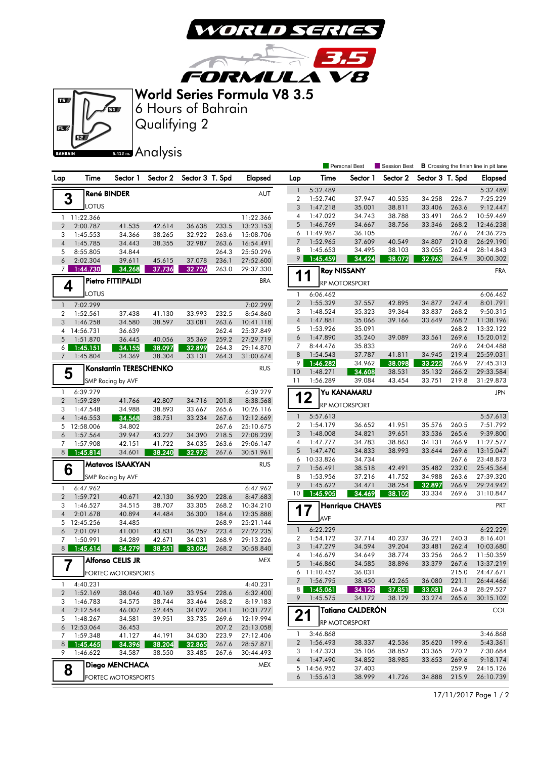# World Series Formula V8 3.5

## 6 Hours of Bahrain

## Qualifying 2

## Analysis

Bahrain 5.412 m.

Personal Best | Session Best | **B** Crossing the finish line in pit lane

### 3 René BINDER — AUT — LOTUS

| Lap | Time | Sector 1 | Sector 2 | Sector 3 | T. Spd | Elapsed |
|---|---|---|---|---|---|---|
| 1 | 11:22.366 | | | | | 11:22.366 |
| 2 | 2:00.787 | 41.535 | 42.614 | 36.638 | 233.5 | 13:23.153 |
| 3 | 1:45.553 | 34.366 | 38.265 | 32.922 | 263.6 | 15:08.706 |
| 4 | 1:45.785 | 34.443 | 38.355 | 32.987 | 263.6 | 16:54.491 |
| 5 | 8:55.805 | 34.844 | | | 264.3 | 25:50.296 |
| 6 | 2:02.304 | 39.611 | 45.615 | 37.078 | 236.1 | 27:52.600 |
| 7 | 1:44.730 | 34.268 | 37.736 | 32.726 | 263.0 | 29:37.330 |

### 4 Pietro FITTIPALDI — BRA — LOTUS

| Lap | Time | Sector 1 | Sector 2 | Sector 3 | T. Spd | Elapsed |
|---|---|---|---|---|---|---|
| 1 | 7:02.299 | | | | | 7:02.299 |
| 2 | 1:52.561 | 37.438 | 41.130 | 33.993 | 232.5 | 8:54.860 |
| 3 | 1:46.258 | 34.580 | 38.597 | 33.081 | 263.6 | 10:41.118 |
| 4 | 14:56.731 | 36.639 | | | 262.4 | 25:37.849 |
| 5 | 1:51.870 | 36.445 | 40.056 | 35.369 | 259.2 | 27:29.719 |
| 6 | 1:45.151 | 34.155 | 38.097 | 32.899 | 264.3 | 29:14.870 |
| 7 | 1:45.804 | 34.369 | 38.304 | 33.131 | 264.3 | 31:00.674 |

### 5 Konstantin TERESCHENKO — RUS — SMP Racing by AVF

| Lap | Time | Sector 1 | Sector 2 | Sector 3 | T. Spd | Elapsed |
|---|---|---|---|---|---|---|
| 1 | 6:39.279 | | | | | 6:39.279 |
| 2 | 1:59.289 | 41.766 | 42.807 | 34.716 | 201.8 | 8:38.568 |
| 3 | 1:47.548 | 34.988 | 38.893 | 33.667 | 265.6 | 10:26.116 |
| 4 | 1:46.553 | 34.568 | 38.751 | 33.234 | 267.6 | 12:12.669 |
| 5 | 12:58.006 | 34.802 | | | 267.6 | 25:10.675 |
| 6 | 1:57.564 | 39.947 | 43.227 | 34.390 | 218.5 | 27:08.239 |
| 7 | 1:57.908 | 42.151 | 41.722 | 34.035 | 263.6 | 29:06.147 |
| 8 | 1:45.814 | 34.601 | 38.240 | 32.973 | 267.6 | 30:51.961 |

### 6 Matevos ISAAKYAN — RUS — SMP Racing by AVF

| Lap | Time | Sector 1 | Sector 2 | Sector 3 | T. Spd | Elapsed |
|---|---|---|---|---|---|---|
| 1 | 6:47.962 | | | | | 6:47.962 |
| 2 | 1:59.721 | 40.671 | 42.130 | 36.920 | 228.6 | 8:47.683 |
| 3 | 1:46.527 | 34.515 | 38.707 | 33.305 | 268.2 | 10:34.210 |
| 4 | 2:01.678 | 40.894 | 44.484 | 36.300 | 184.6 | 12:35.888 |
| 5 | 12:45.256 | 34.485 | | | 268.9 | 25:21.144 |
| 6 | 2:01.091 | 41.001 | 43.831 | 36.259 | 223.4 | 27:22.235 |
| 7 | 1:50.991 | 34.289 | 42.671 | 34.031 | 268.9 | 29:13.226 |
| 8 | 1:45.614 | 34.279 | 38.251 | 33.084 | 268.2 | 30:58.840 |

### 7 Alfonso CELIS JR — MEX — FORTEC MOTORSPORTS

| Lap | Time | Sector 1 | Sector 2 | Sector 3 | T. Spd | Elapsed |
|---|---|---|---|---|---|---|
| 1 | 4:40.231 | | | | | 4:40.231 |
| 2 | 1:52.169 | 38.046 | 40.169 | 33.954 | 228.6 | 6:32.400 |
| 3 | 1:46.783 | 34.575 | 38.744 | 33.464 | 268.2 | 8:19.183 |
| 4 | 2:12.544 | 46.007 | 52.445 | 34.092 | 204.1 | 10:31.727 |
| 5 | 1:48.267 | 34.581 | 39.951 | 33.735 | 269.6 | 12:19.994 |
| 6 | 12:53.064 | 36.453 | | | 207.2 | 25:13.058 |
| 7 | 1:59.348 | 41.127 | 44.191 | 34.030 | 223.9 | 27:12.406 |
| 8 | 1:45.465 | 34.396 | 38.204 | 32.865 | 267.6 | 28:57.871 |
| 9 | 1:46.622 | 34.587 | 38.550 | 33.485 | 267.6 | 30:44.493 |

### 8 Diego MENCHACA — MEX — FORTEC MOTORSPORTS

| Lap | Time | Sector 1 | Sector 2 | Sector 3 | T. Spd | Elapsed |
|---|---|---|---|---|---|---|
| 1 | 5:32.489 | | | | | 5:32.489 |
| 2 | 1:52.740 | 37.947 | 40.535 | 34.258 | 226.7 | 7:25.229 |
| 3 | 1:47.218 | 35.001 | 38.811 | 33.406 | 263.6 | 9:12.447 |
| 4 | 1:47.022 | 34.743 | 38.788 | 33.491 | 266.2 | 10:59.469 |
| 5 | 1:46.769 | 34.667 | 38.756 | 33.346 | 268.2 | 12:46.238 |
| 6 | 11:49.987 | 36.105 | | | 267.6 | 24:36.225 |
| 7 | 1:52.965 | 37.609 | 40.549 | 34.807 | 210.8 | 26:29.190 |
| 8 | 1:45.653 | 34.495 | 38.103 | 33.055 | 262.4 | 28:14.843 |
| 9 | 1:45.459 | 34.424 | 38.072 | 32.963 | 264.9 | 30:00.302 |

### 11 Roy NISSANY — FRA — RP MOTORSPORT

| Lap | Time | Sector 1 | Sector 2 | Sector 3 | T. Spd | Elapsed |
|---|---|---|---|---|---|---|
| 1 | 6:06.462 | | | | | 6:06.462 |
| 2 | 1:55.329 | 37.557 | 42.895 | 34.877 | 247.4 | 8:01.791 |
| 3 | 1:48.524 | 35.323 | 39.364 | 33.837 | 268.2 | 9:50.315 |
| 4 | 1:47.881 | 35.066 | 39.166 | 33.649 | 268.2 | 11:38.196 |
| 5 | 1:53.926 | 35.091 | | | 268.2 | 13:32.122 |
| 6 | 1:47.890 | 35.240 | 39.089 | 33.561 | 269.6 | 15:20.012 |
| 7 | 8:44.476 | 35.833 | | | 269.6 | 24:04.488 |
| 8 | 1:54.543 | 37.787 | 41.811 | 34.945 | 219.4 | 25:59.031 |
| 9 | 1:46.282 | 34.962 | 38.098 | 33.222 | 266.9 | 27:45.313 |
| 10 | 1:48.271 | 34.608 | 38.531 | 35.132 | 266.2 | 29:33.584 |
| 11 | 1:56.289 | 39.084 | 43.454 | 33.751 | 219.8 | 31:29.873 |

### 12 Yu KANAMARU — JPN — RP MOTORSPORT

| Lap | Time | Sector 1 | Sector 2 | Sector 3 | T. Spd | Elapsed |
|---|---|---|---|---|---|---|
| 1 | 5:57.613 | | | | | 5:57.613 |
| 2 | 1:54.179 | 36.652 | 41.951 | 35.576 | 260.5 | 7:51.792 |
| 3 | 1:48.008 | 34.821 | 39.651 | 33.536 | 265.6 | 9:39.800 |
| 4 | 1:47.777 | 34.783 | 38.863 | 34.131 | 266.9 | 11:27.577 |
| 5 | 1:47.470 | 34.833 | 38.993 | 33.644 | 269.6 | 13:15.047 |
| 6 | 10:33.826 | 34.734 | | | 267.6 | 23:48.873 |
| 7 | 1:56.491 | 38.518 | 42.491 | 35.482 | 232.0 | 25:45.364 |
| 8 | 1:53.956 | 37.216 | 41.752 | 34.988 | 263.6 | 27:39.320 |
| 9 | 1:45.622 | 34.471 | 38.254 | 32.897 | 266.9 | 29:24.942 |
| 10 | 1:45.905 | 34.469 | 38.102 | 33.334 | 269.6 | 31:10.847 |

### 17 Henrique CHAVES — PRT — AVF

| Lap | Time | Sector 1 | Sector 2 | Sector 3 | T. Spd | Elapsed |
|---|---|---|---|---|---|---|
| 1 | 6:22.229 | | | | | 6:22.229 |
| 2 | 1:54.172 | 37.714 | 40.237 | 36.221 | 240.3 | 8:16.401 |
| 3 | 1:47.279 | 34.594 | 39.204 | 33.481 | 262.4 | 10:03.680 |
| 4 | 1:46.679 | 34.649 | 38.774 | 33.256 | 266.2 | 11:50.359 |
| 5 | 1:46.860 | 34.585 | 38.896 | 33.379 | 267.6 | 13:37.219 |
| 6 | 11:10.452 | 36.031 | | | 215.0 | 24:47.671 |
| 7 | 1:56.795 | 38.450 | 42.265 | 36.080 | 221.1 | 26:44.466 |
| 8 | 1:45.061 | 34.129 | 37.851 | 33.081 | 264.3 | 28:29.527 |
| 9 | 1:45.575 | 34.172 | 38.129 | 33.274 | 265.6 | 30:15.102 |

### 21 Tatiana CALDERÓN — COL — RP MOTORSPORT

| Lap | Time | Sector 1 | Sector 2 | Sector 3 | T. Spd | Elapsed |
|---|---|---|---|---|---|---|
| 1 | 3:46.868 | | | | | 3:46.868 |
| 2 | 1:56.493 | 38.337 | 42.536 | 35.620 | 199.6 | 5:43.361 |
| 3 | 1:47.323 | 35.106 | 38.852 | 33.365 | 270.2 | 7:30.684 |
| 4 | 1:47.490 | 34.852 | 38.985 | 33.653 | 269.6 | 9:18.174 |
| 5 | 14:56.952 | 37.403 | | | 259.9 | 24:15.126 |
| 6 | 1:55.613 | 38.999 | 41.726 | 34.888 | 215.9 | 26:10.739 |

17/11/2017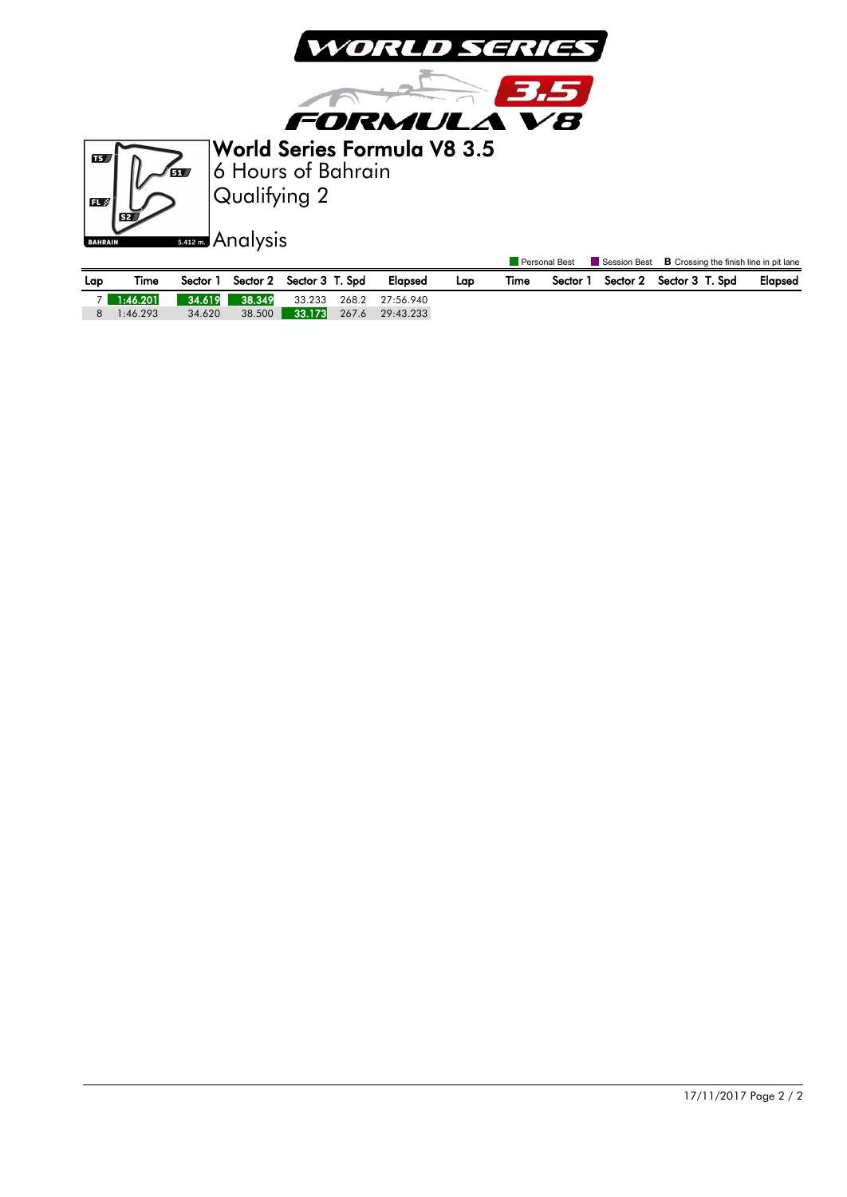# World Series Formula V8 3.5

6 Hours of Bahrain

Qualifying 2

BAHRAIN 5.412 m.

Analysis

Personal Best | Session Best | **B** Crossing the finish line in pit lane

| Lap | Time | Sector 1 | Sector 2 | Sector 3 | T. Spd | Elapsed | Lap | Time | Sector 1 | Sector 2 | Sector 3 | T. Spd | Elapsed |
|---|---|---|---|---|---|---|---|---|---|---|---|---|---|
| 7 | 1:46.201 | 34.619 | 38.349 | 33.233 | 268.2 | 27:56.940 | | | | | | | |
| 8 | 1:46.293 | 34.620 | 38.500 | 33.173 | 267.6 | 29:43.233 | | | | | | | |

17/11/2017